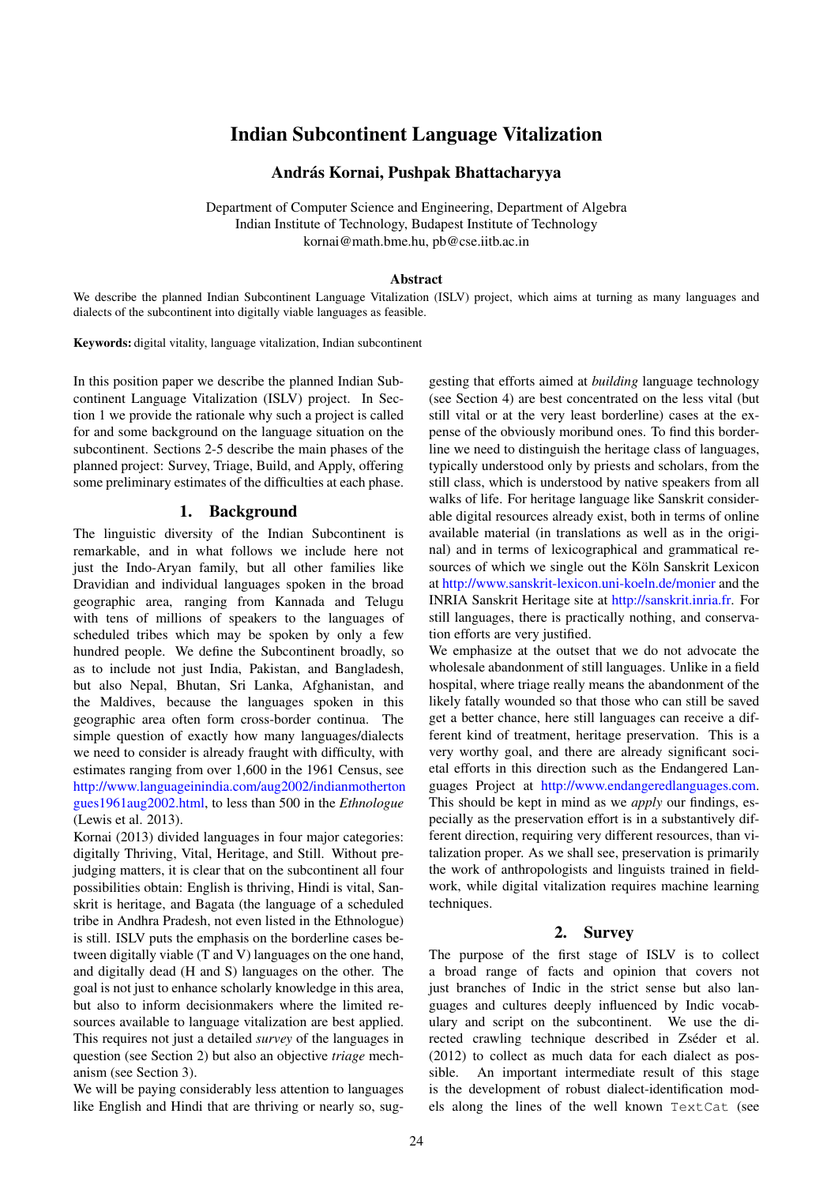# Indian Subcontinent Language Vitalization

**András Kornai, Pushpak Bhattacharyya**

Department of Computer Science and Engineering, Department of Algebra
Indian Institute of Technology, Budapest Institute of Technology
kornai@math.bme.hu, pb@cse.iitb.ac.in

## Abstract

We describe the planned Indian Subcontinent Language Vitalization (ISLV) project, which aims at turning as many languages and dialects of the subcontinent into digitally viable languages as feasible.

**Keywords:** digital vitality, language vitalization, Indian subcontinent

In this position paper we describe the planned Indian Subcontinent Language Vitalization (ISLV) project. In Section 1 we provide the rationale why such a project is called for and some background on the language situation on the subcontinent. Sections 2-5 describe the main phases of the planned project: Survey, Triage, Build, and Apply, offering some preliminary estimates of the difficulties at each phase.

## 1. Background

The linguistic diversity of the Indian Subcontinent is remarkable, and in what follows we include here not just the Indo-Aryan family, but all other families like Dravidian and individual languages spoken in the broad geographic area, ranging from Kannada and Telugu with tens of millions of speakers to the languages of scheduled tribes which may be spoken by only a few hundred people. We define the Subcontinent broadly, so as to include not just India, Pakistan, and Bangladesh, but also Nepal, Bhutan, Sri Lanka, Afghanistan, and the Maldives, because the languages spoken in this geographic area often form cross-border continua. The simple question of exactly how many languages/dialects we need to consider is already fraught with difficulty, with estimates ranging from over 1,600 in the 1961 Census, see http://www.languageinindia.com/aug2002/indianmothertongues1961aug2002.html, to less than 500 in the *Ethnologue* (Lewis et al. 2013).

Kornai (2013) divided languages in four major categories: digitally Thriving, Vital, Heritage, and Still. Without prejudging matters, it is clear that on the subcontinent all four possibilities obtain: English is thriving, Hindi is vital, Sanskrit is heritage, and Bagata (the language of a scheduled tribe in Andhra Pradesh, not even listed in the Ethnologue) is still. ISLV puts the emphasis on the borderline cases between digitally viable (T and V) languages on the one hand, and digitally dead (H and S) languages on the other. The goal is not just to enhance scholarly knowledge in this area, but also to inform decisionmakers where the limited resources available to language vitalization are best applied. This requires not just a detailed *survey* of the languages in question (see Section 2) but also an objective *triage* mechanism (see Section 3).

We will be paying considerably less attention to languages like English and Hindi that are thriving or nearly so, suggesting that efforts aimed at *building* language technology (see Section 4) are best concentrated on the less vital (but still vital or at the very least borderline) cases at the expense of the obviously moribund ones. To find this borderline we need to distinguish the heritage class of languages, typically understood only by priests and scholars, from the still class, which is understood by native speakers from all walks of life. For heritage language like Sanskrit considerable digital resources already exist, both in terms of online available material (in translations as well as in the original) and in terms of lexicographical and grammatical resources of which we single out the Köln Sanskrit Lexicon at http://www.sanskrit-lexicon.uni-koeln.de/monier and the INRIA Sanskrit Heritage site at http://sanskrit.inria.fr. For still languages, there is practically nothing, and conservation efforts are very justified.

We emphasize at the outset that we do not advocate the wholesale abandonment of still languages. Unlike in a field hospital, where triage really means the abandonment of the likely fatally wounded so that those who can still be saved get a better chance, here still languages can receive a different kind of treatment, heritage preservation. This is a very worthy goal, and there are already significant societal efforts in this direction such as the Endangered Languages Project at http://www.endangeredlanguages.com. This should be kept in mind as we *apply* our findings, especially as the preservation effort is in a substantively different direction, requiring very different resources, than vitalization proper. As we shall see, preservation is primarily the work of anthropologists and linguists trained in fieldwork, while digital vitalization requires machine learning techniques.

## 2. Survey

The purpose of the first stage of ISLV is to collect a broad range of facts and opinion that covers not just branches of Indic in the strict sense but also languages and cultures deeply influenced by Indic vocabulary and script on the subcontinent. We use the directed crawling technique described in Zséder et al. (2012) to collect as much data for each dialect as possible. An important intermediate result of this stage is the development of robust dialect-identification models along the lines of the well known `TextCat` (see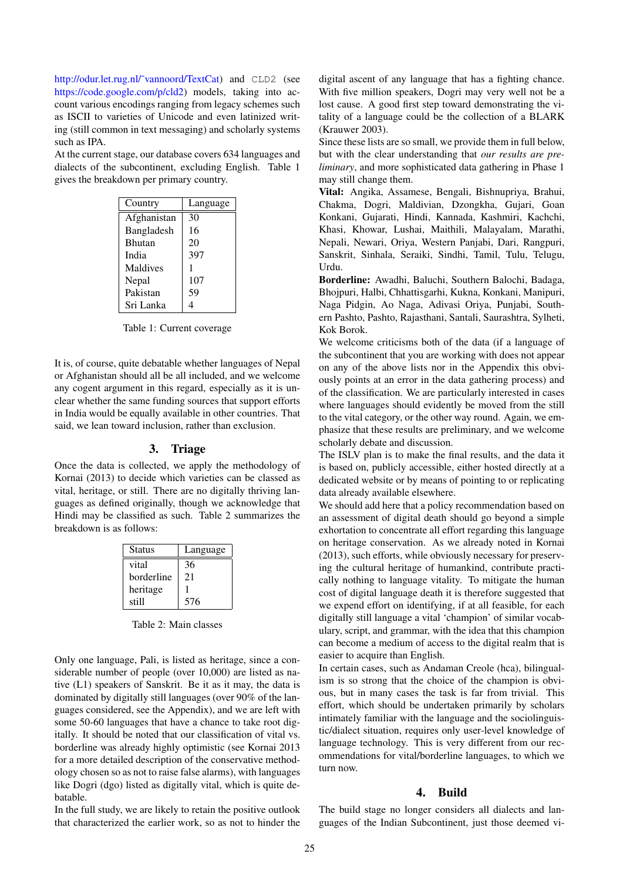http://odur.let.rug.nl/~vannoord/TextCat) and CLD2 (see https://code.google.com/p/cld2) models, taking into account various encodings ranging from legacy schemes such as ISCII to varieties of Unicode and even latinized writing (still common in text messaging) and scholarly systems such as IPA.

At the current stage, our database covers 634 languages and dialects of the subcontinent, excluding English. Table 1 gives the breakdown per primary country.

| Country | Language |
|---|---|
| Afghanistan | 30 |
| Bangladesh | 16 |
| Bhutan | 20 |
| India | 397 |
| Maldives | 1 |
| Nepal | 107 |
| Pakistan | 59 |
| Sri Lanka | 4 |

Table 1: Current coverage

It is, of course, quite debatable whether languages of Nepal or Afghanistan should all be all included, and we welcome any cogent argument in this regard, especially as it is unclear whether the same funding sources that support efforts in India would be equally available in other countries. That said, we lean toward inclusion, rather than exclusion.

## 3. Triage

Once the data is collected, we apply the methodology of Kornai (2013) to decide which varieties can be classed as vital, heritage, or still. There are no digitally thriving languages as defined originally, though we acknowledge that Hindi may be classified as such. Table 2 summarizes the breakdown is as follows:

| Status | Language |
|---|---|
| vital | 36 |
| borderline | 21 |
| heritage | 1 |
| still | 576 |

Table 2: Main classes

Only one language, Pali, is listed as heritage, since a considerable number of people (over 10,000) are listed as native (L1) speakers of Sanskrit. Be it as it may, the data is dominated by digitally still languages (over 90% of the languages considered, see the Appendix), and we are left with some 50-60 languages that have a chance to take root digitally. It should be noted that our classification of vital vs. borderline was already highly optimistic (see Kornai 2013 for a more detailed description of the conservative methodology chosen so as not to raise false alarms), with languages like Dogri (dgo) listed as digitally vital, which is quite debatable.

In the full study, we are likely to retain the positive outlook that characterized the earlier work, so as not to hinder the digital ascent of any language that has a fighting chance. With five million speakers, Dogri may very well not be a lost cause. A good first step toward demonstrating the vitality of a language could be the collection of a BLARK (Krauwer 2003).

Since these lists are so small, we provide them in full below, but with the clear understanding that *our results are preliminary*, and more sophisticated data gathering in Phase 1 may still change them.

**Vital:** Angika, Assamese, Bengali, Bishnupriya, Brahui, Chakma, Dogri, Maldivian, Dzongkha, Gujari, Goan Konkani, Gujarati, Hindi, Kannada, Kashmiri, Kachchi, Khasi, Khowar, Lushai, Maithili, Malayalam, Marathi, Nepali, Newari, Oriya, Western Panjabi, Dari, Rangpuri, Sanskrit, Sinhala, Seraiki, Sindhi, Tamil, Tulu, Telugu, Urdu.

**Borderline:** Awadhi, Baluchi, Southern Balochi, Badaga, Bhojpuri, Halbi, Chhattisgarhi, Kukna, Konkani, Manipuri, Naga Pidgin, Ao Naga, Adivasi Oriya, Punjabi, Southern Pashto, Pashto, Rajasthani, Santali, Saurashtra, Sylheti, Kok Borok.

We welcome criticisms both of the data (if a language of the subcontinent that you are working with does not appear on any of the above lists nor in the Appendix this obviously points at an error in the data gathering process) and of the classification. We are particularly interested in cases where languages should evidently be moved from the still to the vital category, or the other way round. Again, we emphasize that these results are preliminary, and we welcome scholarly debate and discussion.

The ISLV plan is to make the final results, and the data it is based on, publicly accessible, either hosted directly at a dedicated website or by means of pointing to or replicating data already available elsewhere.

We should add here that a policy recommendation based on an assessment of digital death should go beyond a simple exhortation to concentrate all effort regarding this language on heritage conservation. As we already noted in Kornai (2013), such efforts, while obviously necessary for preserving the cultural heritage of humankind, contribute practically nothing to language vitality. To mitigate the human cost of digital language death it is therefore suggested that we expend effort on identifying, if at all feasible, for each digitally still language a vital 'champion' of similar vocabulary, script, and grammar, with the idea that this champion can become a medium of access to the digital realm that is easier to acquire than English.

In certain cases, such as Andaman Creole (hca), bilingualism is so strong that the choice of the champion is obvious, but in many cases the task is far from trivial. This effort, which should be undertaken primarily by scholars intimately familiar with the language and the sociolinguistic/dialect situation, requires only user-level knowledge of language technology. This is very different from our recommendations for vital/borderline languages, to which we turn now.

## 4. Build

The build stage no longer considers all dialects and languages of the Indian Subcontinent, just those deemed vi-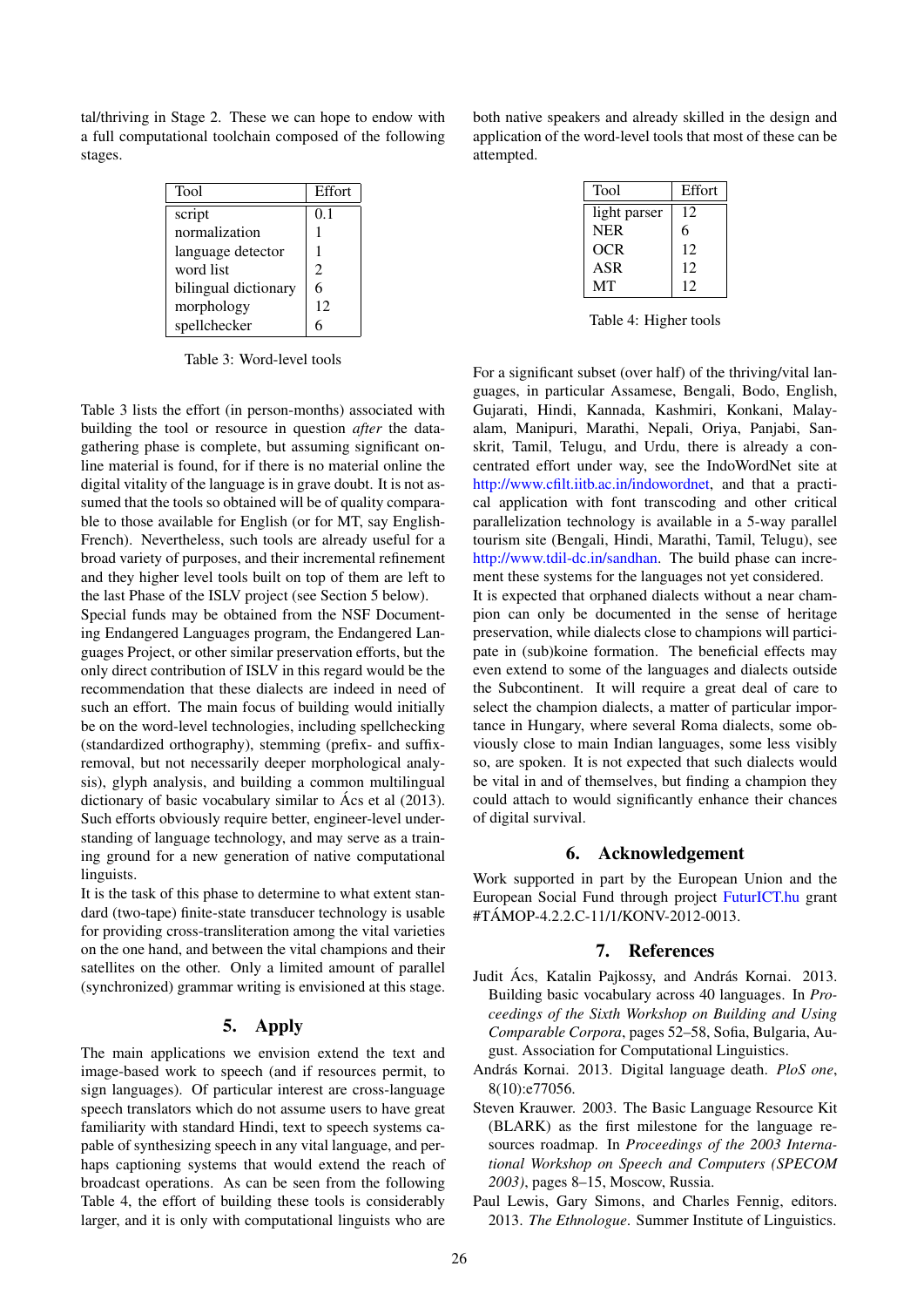tal/thriving in Stage 2. These we can hope to endow with a full computational toolchain composed of the following stages.

| Tool | Effort |
|---|---|
| script | 0.1 |
| normalization | 1 |
| language detector | 1 |
| word list | 2 |
| bilingual dictionary | 6 |
| morphology | 12 |
| spellchecker | 6 |

Table 3: Word-level tools

Table 3 lists the effort (in person-months) associated with building the tool or resource in question *after* the data-gathering phase is complete, but assuming significant online material is found, for if there is no material online the digital vitality of the language is in grave doubt. It is not assumed that the tools so obtained will be of quality comparable to those available for English (or for MT, say English-French). Nevertheless, such tools are already useful for a broad variety of purposes, and their incremental refinement and they higher level tools built on top of them are left to the last Phase of the ISLV project (see Section 5 below).

Special funds may be obtained from the NSF Documenting Endangered Languages program, the Endangered Languages Project, or other similar preservation efforts, but the only direct contribution of ISLV in this regard would be the recommendation that these dialects are indeed in need of such an effort. The main focus of building would initially be on the word-level technologies, including spellchecking (standardized orthography), stemming (prefix- and suffix-removal, but not necessarily deeper morphological analysis), glyph analysis, and building a common multilingual dictionary of basic vocabulary similar to Ács et al (2013). Such efforts obviously require better, engineer-level understanding of language technology, and may serve as a training ground for a new generation of native computational linguists.

It is the task of this phase to determine to what extent standard (two-tape) finite-state transducer technology is usable for providing cross-transliteration among the vital varieties on the one hand, and between the vital champions and their satellites on the other. Only a limited amount of parallel (synchronized) grammar writing is envisioned at this stage.

## 5. Apply

The main applications we envision extend the text and image-based work to speech (and if resources permit, to sign languages). Of particular interest are cross-language speech translators which do not assume users to have great familiarity with standard Hindi, text to speech systems capable of synthesizing speech in any vital language, and perhaps captioning systems that would extend the reach of broadcast operations. As can be seen from the following Table 4, the effort of building these tools is considerably larger, and it is only with computational linguists who are both native speakers and already skilled in the design and application of the word-level tools that most of these can be attempted.

| Tool | Effort |
|---|---|
| light parser | 12 |
| NER | 6 |
| OCR | 12 |
| ASR | 12 |
| MT | 12 |

Table 4: Higher tools

For a significant subset (over half) of the thriving/vital languages, in particular Assamese, Bengali, Bodo, English, Gujarati, Hindi, Kannada, Kashmiri, Konkani, Malayalam, Manipuri, Marathi, Nepali, Oriya, Panjabi, Sanskrit, Tamil, Telugu, and Urdu, there is already a concentrated effort under way, see the IndoWordNet site at http://www.cfilt.iitb.ac.in/indowordnet, and that a practical application with font transcoding and other critical parallelization technology is available in a 5-way parallel tourism site (Bengali, Hindi, Marathi, Tamil, Telugu), see http://www.tdil-dc.in/sandhan. The build phase can increment these systems for the languages not yet considered.

It is expected that orphaned dialects without a near champion can only be documented in the sense of heritage preservation, while dialects close to champions will participate in (sub)koine formation. The beneficial effects may even extend to some of the languages and dialects outside the Subcontinent. It will require a great deal of care to select the champion dialects, a matter of particular importance in Hungary, where several Roma dialects, some obviously close to main Indian languages, some less visibly so, are spoken. It is not expected that such dialects would be vital in and of themselves, but finding a champion they could attach to would significantly enhance their chances of digital survival.

## 6. Acknowledgement

Work supported in part by the European Union and the European Social Fund through project FuturICT.hu grant #TÁMOP-4.2.2.C-11/1/KONV-2012-0013.

## 7. References

Judit Ács, Katalin Pajkossy, and András Kornai. 2013. Building basic vocabulary across 40 languages. In *Proceedings of the Sixth Workshop on Building and Using Comparable Corpora*, pages 52–58, Sofia, Bulgaria, August. Association for Computational Linguistics.

András Kornai. 2013. Digital language death. *PloS one*, 8(10):e77056.

Steven Krauwer. 2003. The Basic Language Resource Kit (BLARK) as the first milestone for the language resources roadmap. In *Proceedings of the 2003 International Workshop on Speech and Computers (SPECOM 2003)*, pages 8–15, Moscow, Russia.

Paul Lewis, Gary Simons, and Charles Fennig, editors. 2013. *The Ethnologue*. Summer Institute of Linguistics.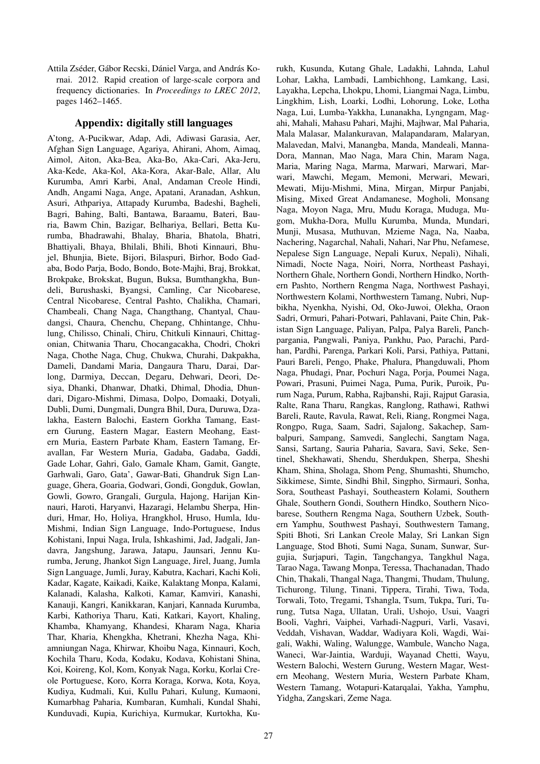Attila Zséder, Gábor Recski, Dániel Varga, and András Kornai. 2012. Rapid creation of large-scale corpora and frequency dictionaries. In *Proceedings to LREC 2012*, pages 1462–1465.

## Appendix: digitally still languages

A'tong, A-Pucikwar, Adap, Adi, Adiwasi Garasia, Aer, Afghan Sign Language, Agariya, Ahirani, Ahom, Aimaq, Aimol, Aiton, Aka-Bea, Aka-Bo, Aka-Cari, Aka-Jeru, Aka-Kede, Aka-Kol, Aka-Kora, Akar-Bale, Allar, Alu Kurumba, Amri Karbi, Anal, Andaman Creole Hindi, Andh, Angami Naga, Ange, Apatani, Aranadan, Ashkun, Asuri, Athpariya, Attapady Kurumba, Badeshi, Bagheli, Bagri, Bahing, Balti, Bantawa, Baraamu, Bateri, Bauria, Bawm Chin, Bazigar, Belhariya, Bellari, Betta Kurumba, Bhadrawahi, Bhalay, Bharia, Bhatola, Bhatri, Bhattiyali, Bhaya, Bhilali, Bhili, Bhoti Kinnauri, Bhujel, Bhunjia, Biete, Bijori, Bilaspuri, Birhor, Bodo Gadaba, Bodo Parja, Bodo, Bondo, Bote-Majhi, Braj, Brokkat, Brokpake, Brokskat, Bugun, Buksa, Bumthangkha, Bundeli, Burushaski, Byangsi, Camling, Car Nicobarese, Central Nicobarese, Central Pashto, Chalikha, Chamari, Chambeali, Chang Naga, Changthang, Chantyal, Chaudangsi, Chaura, Chenchu, Chepang, Chhintange, Chhulung, Chilisso, Chinali, Chiru, Chitkuli Kinnauri, Chittagonian, Chitwania Tharu, Chocangacakha, Chodri, Chokri Naga, Chothe Naga, Chug, Chukwa, Churahi, Dakpakha, Dameli, Dandami Maria, Dangaura Tharu, Darai, Darlong, Darmiya, Deccan, Degaru, Dehwari, Deori, Desiya, Dhanki, Dhanwar, Dhatki, Dhimal, Dhodia, Dhundari, Digaro-Mishmi, Dimasa, Dolpo, Domaaki, Dotyali, Dubli, Dumi, Dungmali, Dungra Bhil, Dura, Duruwa, Dzalakha, Eastern Balochi, Eastern Gorkha Tamang, Eastern Gurung, Eastern Magar, Eastern Meohang, Eastern Muria, Eastern Parbate Kham, Eastern Tamang, Eravallan, Far Western Muria, Gadaba, Gadaba, Gaddi, Gade Lohar, Gahri, Galo, Gamale Kham, Gamit, Gangte, Garhwali, Garo, Gata', Gawar-Bati, Ghandruk Sign Language, Ghera, Goaria, Godwari, Gondi, Gongduk, Gowlan, Gowli, Gowro, Grangali, Gurgula, Hajong, Harijan Kinnauri, Haroti, Haryanvi, Hazaragi, Helambu Sherpa, Hinduri, Hmar, Ho, Holiya, Hrangkhol, Hruso, Humla, Idu-Mishmi, Indian Sign Language, Indo-Portuguese, Indus Kohistani, Inpui Naga, Irula, Ishkashimi, Jad, Jadgali, Jandavra, Jangshung, Jarawa, Jatapu, Jaunsari, Jennu Kurumba, Jerung, Jhankot Sign Language, Jirel, Juang, Jumla Sign Language, Jumli, Juray, Kabutra, Kachari, Kachi Koli, Kadar, Kagate, Kaikadi, Kaike, Kalaktang Monpa, Kalami, Kalanadi, Kalasha, Kalkoti, Kamar, Kamviri, Kanashi, Kanauji, Kangri, Kanikkaran, Kanjari, Kannada Kurumba, Karbi, Kathoriya Tharu, Kati, Katkari, Kayort, Khaling, Khamba, Khamyang, Khandesi, Kharam Naga, Kharia Thar, Kharia, Khengkha, Khetrani, Khezha Naga, Khiamniungan Naga, Khirwar, Khoibu Naga, Kinnauri, Koch, Kochila Tharu, Koda, Kodaku, Kodava, Kohistani Shina, Koi, Koireng, Kol, Kom, Konyak Naga, Korku, Korlai Creole Portuguese, Koro, Korra Koraga, Korwa, Kota, Koya, Kudiya, Kudmali, Kui, Kullu Pahari, Kulung, Kumaoni, Kumarbhag Paharia, Kumbaran, Kumhali, Kundal Shahi, Kunduvadi, Kupia, Kurichiya, Kurmukar, Kurtokha, Kurukh, Kusunda, Kutang Ghale, Ladakhi, Lahnda, Lahul Lohar, Lakha, Lambadi, Lambichhong, Lamkang, Lasi, Layakha, Lepcha, Lhokpu, Lhomi, Liangmai Naga, Limbu, Lingkhim, Lish, Loarki, Lodhi, Lohorung, Loke, Lotha Naga, Lui, Lumba-Yakkha, Lunanakha, Lyngngam, Magahi, Mahali, Mahasu Pahari, Majhi, Majhwar, Mal Paharia, Mala Malasar, Malankuravan, Malapandaram, Malaryan, Malavedan, Malvi, Manangba, Manda, Mandeali, Manna-Dora, Mannan, Mao Naga, Mara Chin, Maram Naga, Maria, Maring Naga, Marma, Marwari, Marwari, Marwari, Mawchi, Megam, Memoni, Merwari, Mewari, Mewati, Miju-Mishmi, Mina, Mirgan, Mirpur Panjabi, Mising, Mixed Great Andamanese, Mogholi, Monsang Naga, Moyon Naga, Mru, Mudu Koraga, Muduga, Mugom, Mukha-Dora, Mullu Kurumba, Munda, Mundari, Munji, Musasa, Muthuvan, Mzieme Naga, Na, Naaba, Nachering, Nagarchal, Nahali, Nahari, Nar Phu, Nefamese, Nepalese Sign Language, Nepali Kurux, Nepali), Nihali, Nimadi, Nocte Naga, Noiri, Norra, Northeast Pashayi, Northern Ghale, Northern Gondi, Northern Hindko, Northern Pashto, Northern Rengma Naga, Northwest Pashayi, Northwestern Kolami, Northwestern Tamang, Nubri, Nupbikha, Nyenkha, Nyishi, Od, Oko-Juwoi, Olekha, Oraon Sadri, Ormuri, Pahari-Potwari, Pahlavani, Paite Chin, Pakistan Sign Language, Paliyan, Palpa, Palya Bareli, Panchpargania, Pangwali, Paniya, Pankhu, Pao, Parachi, Pardhan, Pardhi, Parenga, Parkari Koli, Parsi, Pathiya, Pattani, Pauri Bareli, Pengo, Phake, Phalura, Phangduwali, Phom Naga, Phudagi, Pnar, Pochuri Naga, Porja, Poumei Naga, Powari, Prasuni, Puimei Naga, Puma, Purik, Puroik, Purum Naga, Purum, Rabha, Rajbanshi, Raji, Rajput Garasia, Ralte, Rana Tharu, Rangkas, Ranglong, Rathawi, Rathwi Bareli, Raute, Ravula, Rawat, Reli, Riang, Rongmei Naga, Rongpo, Ruga, Saam, Sadri, Sajalong, Sakachep, Sambalpuri, Sampang, Samvedi, Sanglechi, Sangtam Naga, Sansi, Sartang, Sauria Paharia, Savara, Savi, Seke, Sentinel, Shekhawati, Shendu, Sherdukpen, Sherpa, Sheshi Kham, Shina, Sholaga, Shom Peng, Shumashti, Shumcho, Sikkimese, Simte, Sindhi Bhil, Singpho, Sirmauri, Sonha, Sora, Southeast Pashayi, Southeastern Kolami, Southern Ghale, Southern Gondi, Southern Hindko, Southern Nicobarese, Southern Rengma Naga, Southern Uzbek, Southern Yamphu, Southwest Pashayi, Southwestern Tamang, Spiti Bhoti, Sri Lankan Creole Malay, Sri Lankan Sign Language, Stod Bhoti, Sumi Naga, Sunam, Sunwar, Surgujia, Surjapuri, Tagin, Tangchangya, Tangkhul Naga, Tarao Naga, Tawang Monpa, Teressa, Thachanadan, Thado Chin, Thakali, Thangal Naga, Thangmi, Thudam, Thulung, Tichurong, Tilung, Tinani, Tippera, Tirahi, Tiwa, Toda, Torwali, Toto, Tregami, Tshangla, Tsum, Tukpa, Turi, Turung, Tutsa Naga, Ullatan, Urali, Ushojo, Usui, Vaagri Booli, Vaghri, Vaiphei, Varhadi-Nagpuri, Varli, Vasavi, Veddah, Vishavan, Waddar, Wadiyara Koli, Wagdi, Waigali, Wakhi, Waling, Walungge, Wambule, Wancho Naga, Waneci, War-Jaintia, Warduji, Wayanad Chetti, Wayu, Western Balochi, Western Gurung, Western Magar, Western Meohang, Western Muria, Western Parbate Kham, Western Tamang, Wotapuri-Katarqalai, Yakha, Yamphu, Yidgha, Zangskari, Zeme Naga.